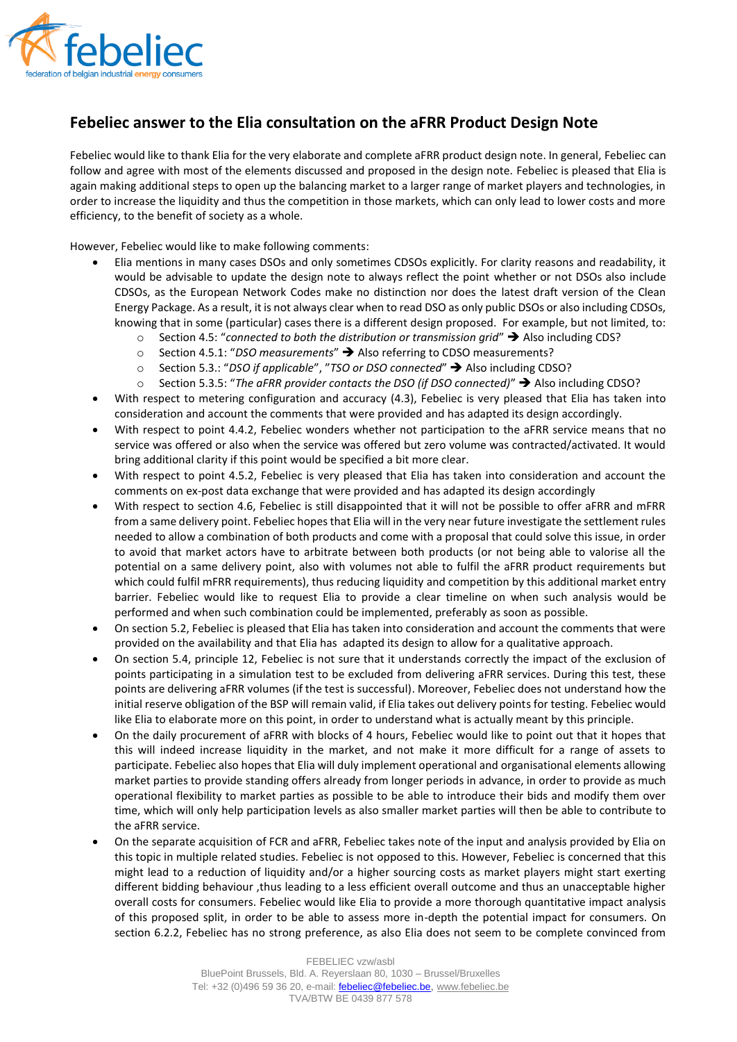## Febeliec answer to the Elia consultation on the aFRR Product Design Note

Febeliec would like to thank Elia for the very elaborate and complete aFRR product design note. In general, Febeliec can follow and agree with most of the elements discussed and proposed in the design note. Febeliec is pleased that Elia is again making additional steps to open up the balancing market to a larger range of market players and technologies, in order to increase the liquidity and thus the competition in those markets, which can only lead to lower costs and more efficiency, to the benefit of society as a whole.

However, Febeliec would like to make following comments:

- Elia mentions in many cases DSOs and only sometimes CDSOs explicitly. For clarity reasons and readability, it would be advisable to update the design note to always reflect the point whether or not DSOs also include CDSOs, as the European Network Codes make no distinction nor does the latest draft version of the Clean Energy Package. As a result, it is not always clear when to read DSO as only public DSOs or also including CDSOs, knowing that in some (particular) cases there is a different design proposed. For example, but not limited, to:
  - Section 4.5: "*connected to both the distribution or transmission grid*" ➔ Also including CDS?
  - Section 4.5.1: "*DSO measurements*" ➔ Also referring to CDSO measurements?
  - Section 5.3.: "*DSO if applicable*", "*TSO or DSO connected*" ➔ Also including CDSO?
  - Section 5.3.5: "*The aFRR provider contacts the DSO (if DSO connected)*" ➔ Also including CDSO?
- With respect to metering configuration and accuracy (4.3), Febeliec is very pleased that Elia has taken into consideration and account the comments that were provided and has adapted its design accordingly.
- With respect to point 4.4.2, Febeliec wonders whether not participation to the aFRR service means that no service was offered or also when the service was offered but zero volume was contracted/activated. It would bring additional clarity if this point would be specified a bit more clear.
- With respect to point 4.5.2, Febeliec is very pleased that Elia has taken into consideration and account the comments on ex-post data exchange that were provided and has adapted its design accordingly
- With respect to section 4.6, Febeliec is still disappointed that it will not be possible to offer aFRR and mFRR from a same delivery point. Febeliec hopes that Elia will in the very near future investigate the settlement rules needed to allow a combination of both products and come with a proposal that could solve this issue, in order to avoid that market actors have to arbitrate between both products (or not being able to valorise all the potential on a same delivery point, also with volumes not able to fulfil the aFRR product requirements but which could fulfil mFRR requirements), thus reducing liquidity and competition by this additional market entry barrier. Febeliec would like to request Elia to provide a clear timeline on when such analysis would be performed and when such combination could be implemented, preferably as soon as possible.
- On section 5.2, Febeliec is pleased that Elia has taken into consideration and account the comments that were provided on the availability and that Elia has adapted its design to allow for a qualitative approach.
- On section 5.4, principle 12, Febeliec is not sure that it understands correctly the impact of the exclusion of points participating in a simulation test to be excluded from delivering aFRR services. During this test, these points are delivering aFRR volumes (if the test is successful). Moreover, Febeliec does not understand how the initial reserve obligation of the BSP will remain valid, if Elia takes out delivery points for testing. Febeliec would like Elia to elaborate more on this point, in order to understand what is actually meant by this principle.
- On the daily procurement of aFRR with blocks of 4 hours, Febeliec would like to point out that it hopes that this will indeed increase liquidity in the market, and not make it more difficult for a range of assets to participate. Febeliec also hopes that Elia will duly implement operational and organisational elements allowing market parties to provide standing offers already from longer periods in advance, in order to provide as much operational flexibility to market parties as possible to be able to introduce their bids and modify them over time, which will only help participation levels as also smaller market parties will then be able to contribute to the aFRR service.
- On the separate acquisition of FCR and aFRR, Febeliec takes note of the input and analysis provided by Elia on this topic in multiple related studies. Febeliec is not opposed to this. However, Febeliec is concerned that this might lead to a reduction of liquidity and/or a higher sourcing costs as market players might start exerting different bidding behaviour ,thus leading to a less efficient overall outcome and thus an unacceptable higher overall costs for consumers. Febeliec would like Elia to provide a more thorough quantitative impact analysis of this proposed split, in order to be able to assess more in-depth the potential impact for consumers. On section 6.2.2, Febeliec has no strong preference, as also Elia does not seem to be complete convinced from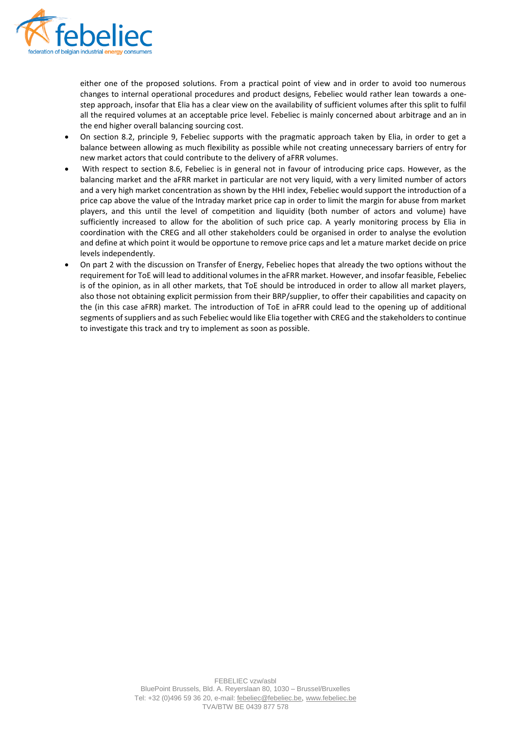either one of the proposed solutions. From a practical point of view and in order to avoid too numerous changes to internal operational procedures and product designs, Febeliec would rather lean towards a one-step approach, insofar that Elia has a clear view on the availability of sufficient volumes after this split to fulfil all the required volumes at an acceptable price level. Febeliec is mainly concerned about arbitrage and an in the end higher overall balancing sourcing cost.

- On section 8.2, principle 9, Febeliec supports with the pragmatic approach taken by Elia, in order to get a balance between allowing as much flexibility as possible while not creating unnecessary barriers of entry for new market actors that could contribute to the delivery of aFRR volumes.
- With respect to section 8.6, Febeliec is in general not in favour of introducing price caps. However, as the balancing market and the aFRR market in particular are not very liquid, with a very limited number of actors and a very high market concentration as shown by the HHI index, Febeliec would support the introduction of a price cap above the value of the Intraday market price cap in order to limit the margin for abuse from market players, and this until the level of competition and liquidity (both number of actors and volume) have sufficiently increased to allow for the abolition of such price cap. A yearly monitoring process by Elia in coordination with the CREG and all other stakeholders could be organised in order to analyse the evolution and define at which point it would be opportune to remove price caps and let a mature market decide on price levels independently.
- On part 2 with the discussion on Transfer of Energy, Febeliec hopes that already the two options without the requirement for ToE will lead to additional volumes in the aFRR market. However, and insofar feasible, Febeliec is of the opinion, as in all other markets, that ToE should be introduced in order to allow all market players, also those not obtaining explicit permission from their BRP/supplier, to offer their capabilities and capacity on the (in this case aFRR) market. The introduction of ToE in aFRR could lead to the opening up of additional segments of suppliers and as such Febeliec would like Elia together with CREG and the stakeholders to continue to investigate this track and try to implement as soon as possible.